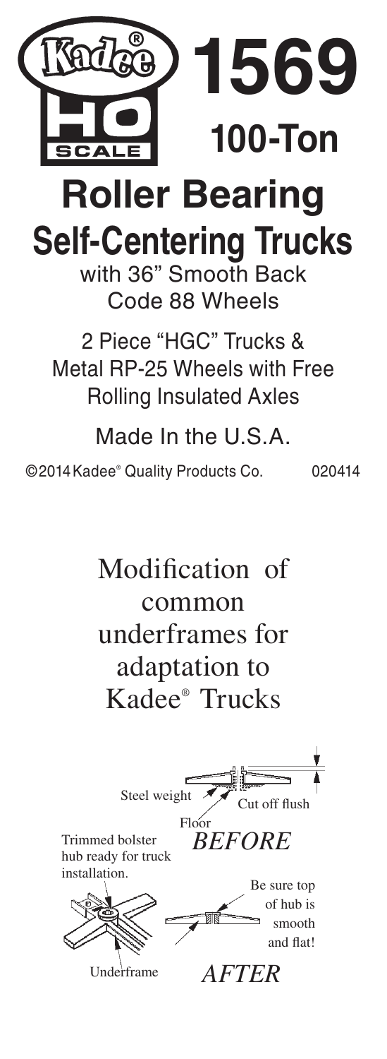# Kadee® HO SCALE

# 1569

## 100-Ton

# Roller Bearing Self-Centering Trucks

with 36" Smooth Back Code 88 Wheels

2 Piece "HGC" Trucks & Metal RP-25 Wheels with Free Rolling Insulated Axles

Made In the U.S.A.

©2014 Kadee® Quality Products Co. 020414

## Modification of common underframes for adaptation to Kadee® Trucks

Steel weight

Cut off flush

Floor

*BEFORE*

Trimmed bolster hub ready for truck installation.

Be sure top of hub is smooth and flat!

Underframe

*AFTER*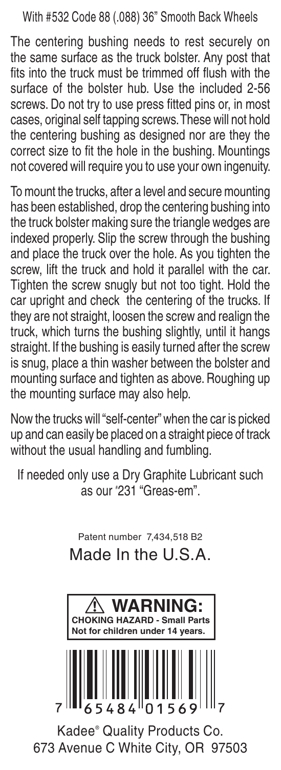With #532 Code 88 (.088) 36" Smooth Back Wheels

The centering bushing needs to rest securely on the same surface as the truck bolster. Any post that fits into the truck must be trimmed off flush with the surface of the bolster hub. Use the included 2-56 screws. Do not try to use press fitted pins or, in most cases, original self tapping screws. These will not hold the centering bushing as designed nor are they the correct size to fit the hole in the bushing. Mountings not covered will require you to use your own ingenuity.

To mount the trucks, after a level and secure mounting has been established, drop the centering bushing into the truck bolster making sure the triangle wedges are indexed properly. Slip the screw through the bushing and place the truck over the hole. As you tighten the screw, lift the truck and hold it parallel with the car. Tighten the screw snugly but not too tight. Hold the car upright and check the centering of the trucks. If they are not straight, loosen the screw and realign the truck, which turns the bushing slightly, until it hangs straight. If the bushing is easily turned after the screw is snug, place a thin washer between the bolster and mounting surface and tighten as above. Roughing up the mounting surface may also help.

Now the trucks will "self-center" when the car is picked up and can easily be placed on a straight piece of track without the usual handling and fumbling.

If needed only use a Dry Graphite Lubricant such as our #231 "Greas-em".

Patent number 7,434,518 B2

Made In the U.S.A.

**WARNING:**
**CHOKING HAZARD - Small Parts**
**Not for children under 14 years.**

7 65484 01569 7

Kadee® Quality Products Co.
673 Avenue C White City, OR 97503